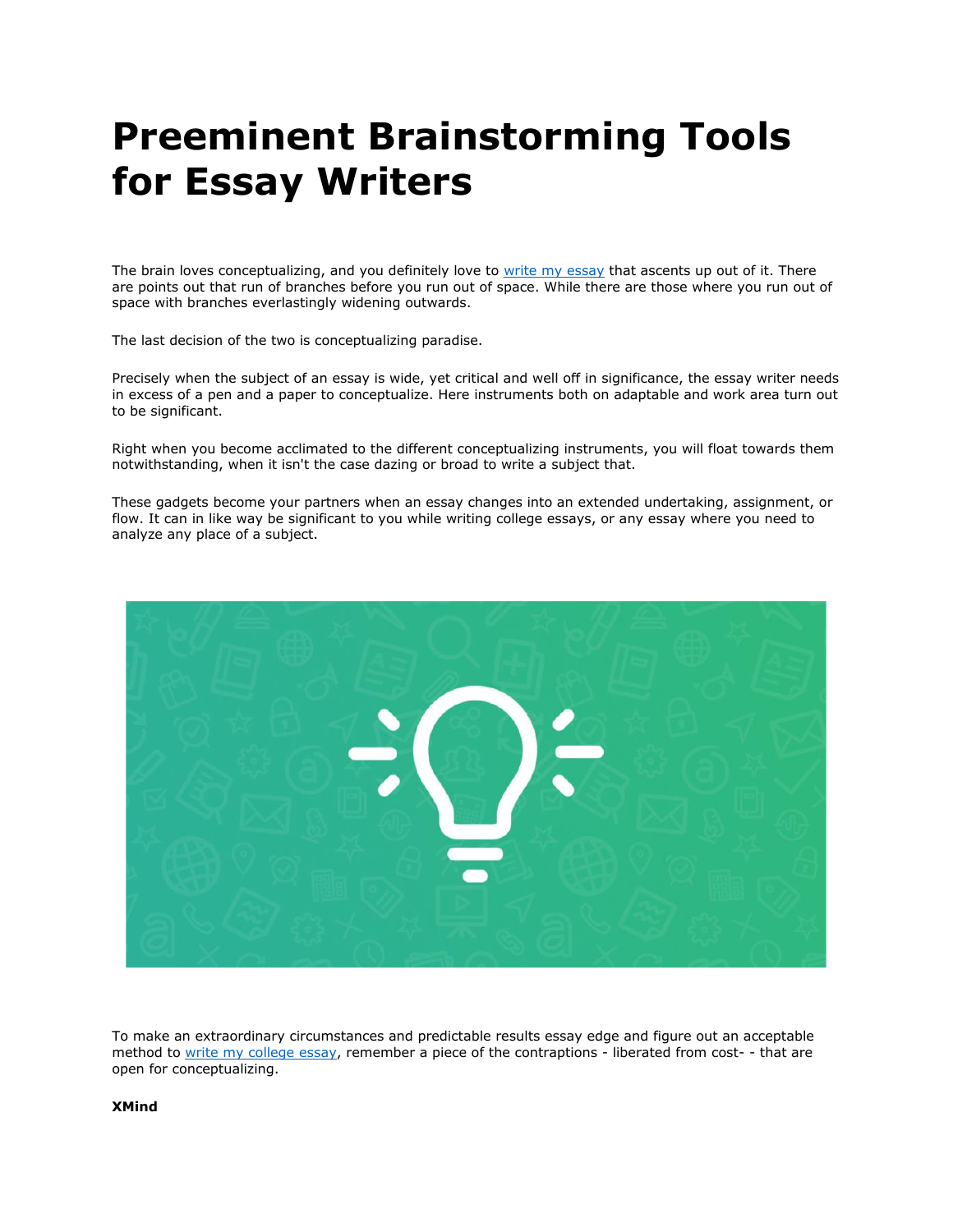# Preeminent Brainstorming Tools for Essay Writers

The brain loves conceptualizing, and you definitely love to [write my essay]() that ascents up out of it. There are points out that run of branches before you run out of space. While there are those where you run out of space with branches everlastingly widening outwards.

The last decision of the two is conceptualizing paradise.

Precisely when the subject of an essay is wide, yet critical and well off in significance, the essay writer needs in excess of a pen and a paper to conceptualize. Here instruments both on adaptable and work area turn out to be significant.

Right when you become acclimated to the different conceptualizing instruments, you will float towards them notwithstanding, when it isn't the case dazing or broad to write a subject that.

These gadgets become your partners when an essay changes into an extended undertaking, assignment, or flow. It can in like way be significant to you while writing college essays, or any essay where you need to analyze any place of a subject.

To make an extraordinary circumstances and predictable results essay edge and figure out an acceptable method to [write my college essay](), remember a piece of the contraptions - liberated from cost- - that are open for conceptualizing.

**XMind**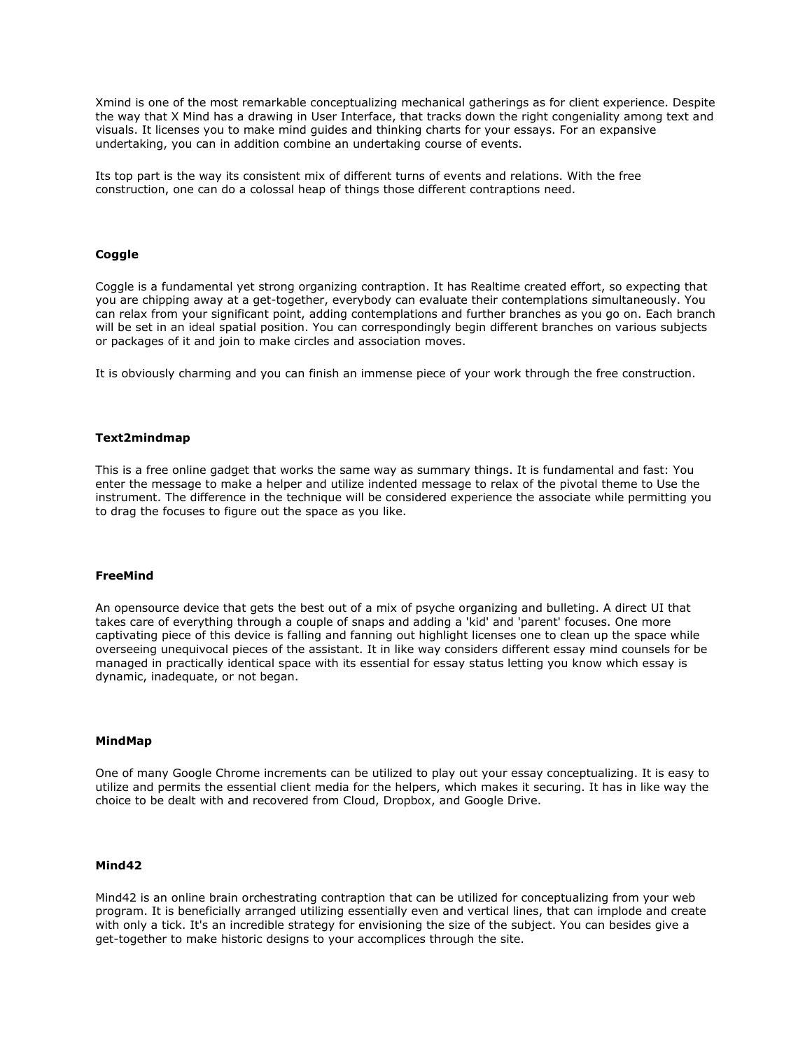Xmind is one of the most remarkable conceptualizing mechanical gatherings as for client experience. Despite the way that X Mind has a drawing in User Interface, that tracks down the right congeniality among text and visuals. It licenses you to make mind guides and thinking charts for your essays. For an expansive undertaking, you can in addition combine an undertaking course of events.

Its top part is the way its consistent mix of different turns of events and relations. With the free construction, one can do a colossal heap of things those different contraptions need.

**Coggle**

Coggle is a fundamental yet strong organizing contraption. It has Realtime created effort, so expecting that you are chipping away at a get-together, everybody can evaluate their contemplations simultaneously. You can relax from your significant point, adding contemplations and further branches as you go on. Each branch will be set in an ideal spatial position. You can correspondingly begin different branches on various subjects or packages of it and join to make circles and association moves.

It is obviously charming and you can finish an immense piece of your work through the free construction.

**Text2mindmap**

This is a free online gadget that works the same way as summary things. It is fundamental and fast: You enter the message to make a helper and utilize indented message to relax of the pivotal theme to Use the instrument. The difference in the technique will be considered experience the associate while permitting you to drag the focuses to figure out the space as you like.

**FreeMind**

An opensource device that gets the best out of a mix of psyche organizing and bulleting. A direct UI that takes care of everything through a couple of snaps and adding a 'kid' and 'parent' focuses. One more captivating piece of this device is falling and fanning out highlight licenses one to clean up the space while overseeing unequivocal pieces of the assistant. It in like way considers different essay mind counsels for be managed in practically identical space with its essential for essay status letting you know which essay is dynamic, inadequate, or not began.

**MindMap**

One of many Google Chrome increments can be utilized to play out your essay conceptualizing. It is easy to utilize and permits the essential client media for the helpers, which makes it securing. It has in like way the choice to be dealt with and recovered from Cloud, Dropbox, and Google Drive.

**Mind42**

Mind42 is an online brain orchestrating contraption that can be utilized for conceptualizing from your web program. It is beneficially arranged utilizing essentially even and vertical lines, that can implode and create with only a tick. It's an incredible strategy for envisioning the size of the subject. You can besides give a get-together to make historic designs to your accomplices through the site.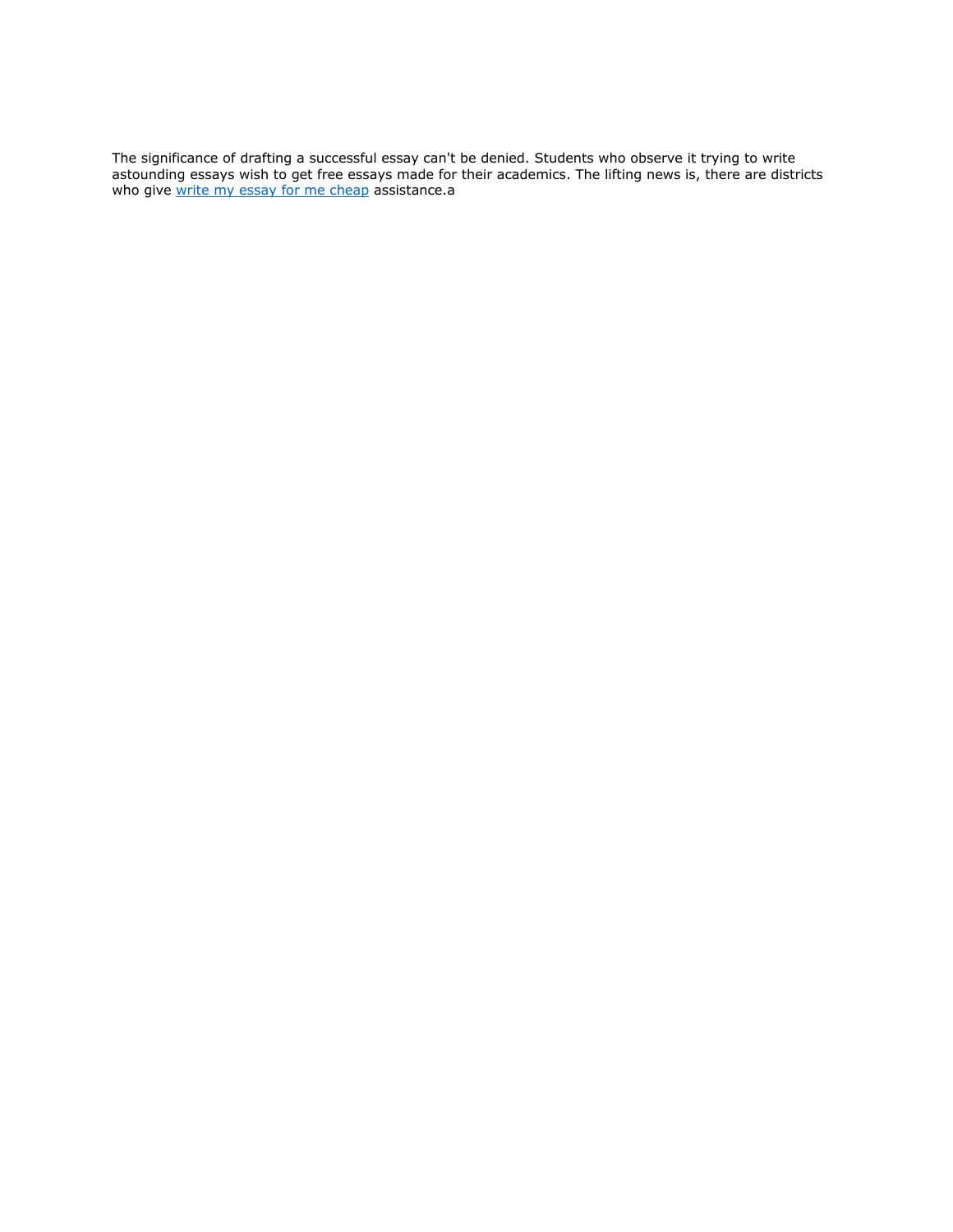The significance of drafting a successful essay can't be denied. Students who observe it trying to write astounding essays wish to get free essays made for their academics. The lifting news is, there are districts who give write my essay for me cheap assistance.a